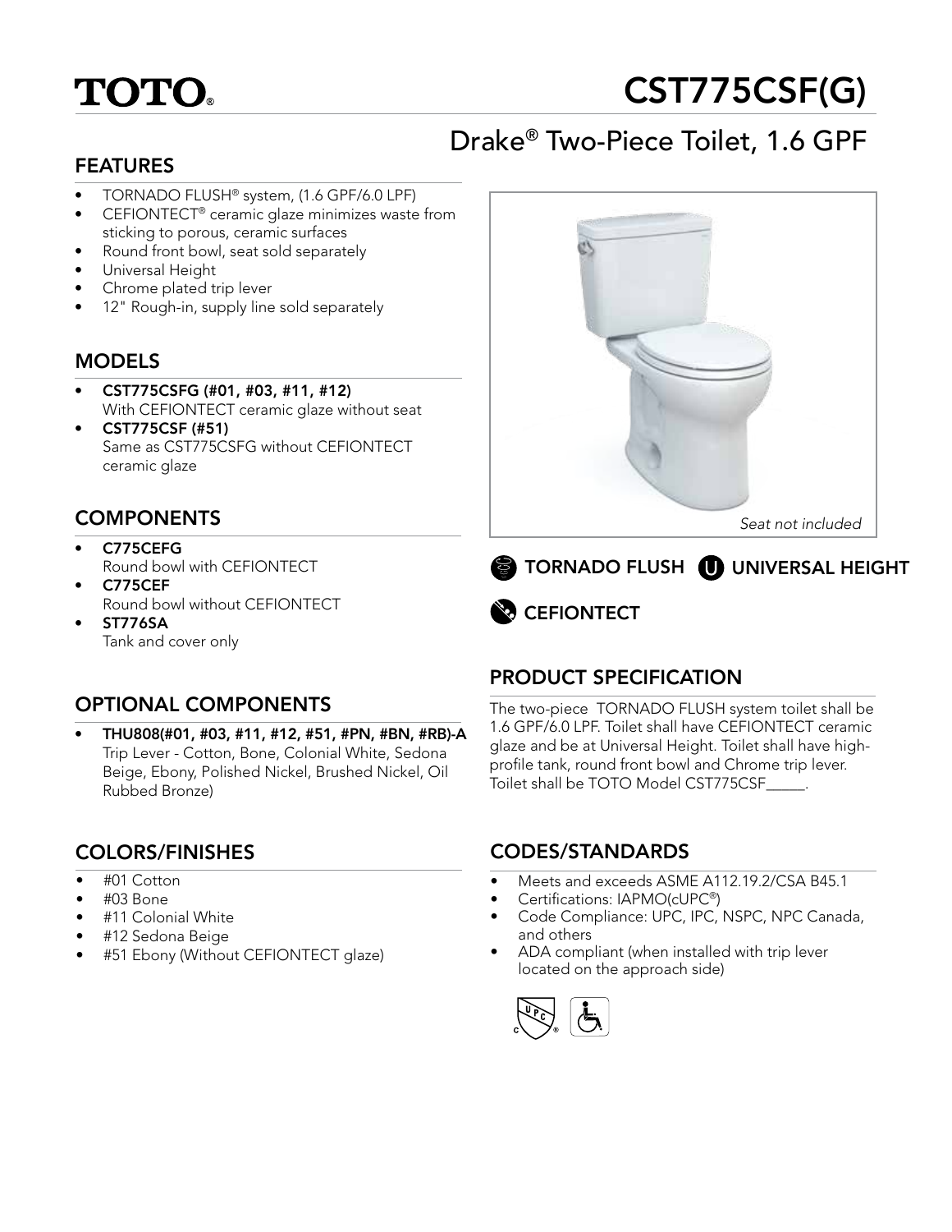# TOTO® CST775CSF(G)

## Drake® Two-Piece Toilet, 1.6 GPF

### FEATURES

- TORNADO FLUSH® system, (1.6 GPF/6.0 LPF)
- CEFIONTECT® ceramic glaze minimizes waste from sticking to porous, ceramic surfaces
- Round front bowl, seat sold separately
- Universal Height
- Chrome plated trip lever
- 12" Rough-in, supply line sold separately

*Seat not included*

**TORNADO FLUSH** **UNIVERSAL HEIGHT** **CEFIONTECT**

### MODELS

- **CST775CSFG (#01, #03, #11, #12)**
  With CEFIONTECT ceramic glaze without seat
- **CST775CSF (#51)**
  Same as CST775CSFG without CEFIONTECT ceramic glaze

### COMPONENTS

- **C775CEFG**
  Round bowl with CEFIONTECT
- **C775CEF**
  Round bowl without CEFIONTECT
- **ST776SA**
  Tank and cover only

### OPTIONAL COMPONENTS

- **THU808(#01, #03, #11, #12, #51, #PN, #BN, #RB)-A**
  Trip Lever - Cotton, Bone, Colonial White, Sedona Beige, Ebony, Polished Nickel, Brushed Nickel, Oil Rubbed Bronze)

### COLORS/FINISHES

- #01 Cotton
- #03 Bone
- #11 Colonial White
- #12 Sedona Beige
- #51 Ebony (Without CEFIONTECT glaze)

### PRODUCT SPECIFICATION

The two-piece TORNADO FLUSH system toilet shall be 1.6 GPF/6.0 LPF. Toilet shall have CEFIONTECT ceramic glaze and be at Universal Height. Toilet shall have high-profile tank, round front bowl and Chrome trip lever. Toilet shall be TOTO Model CST775CSF_____.

### CODES/STANDARDS

- Meets and exceeds ASME A112.19.2/CSA B45.1
- Certifications: IAPMO(cUPC®)
- Code Compliance: UPC, IPC, NSPC, NPC Canada, and others
- ADA compliant (when installed with trip lever located on the approach side)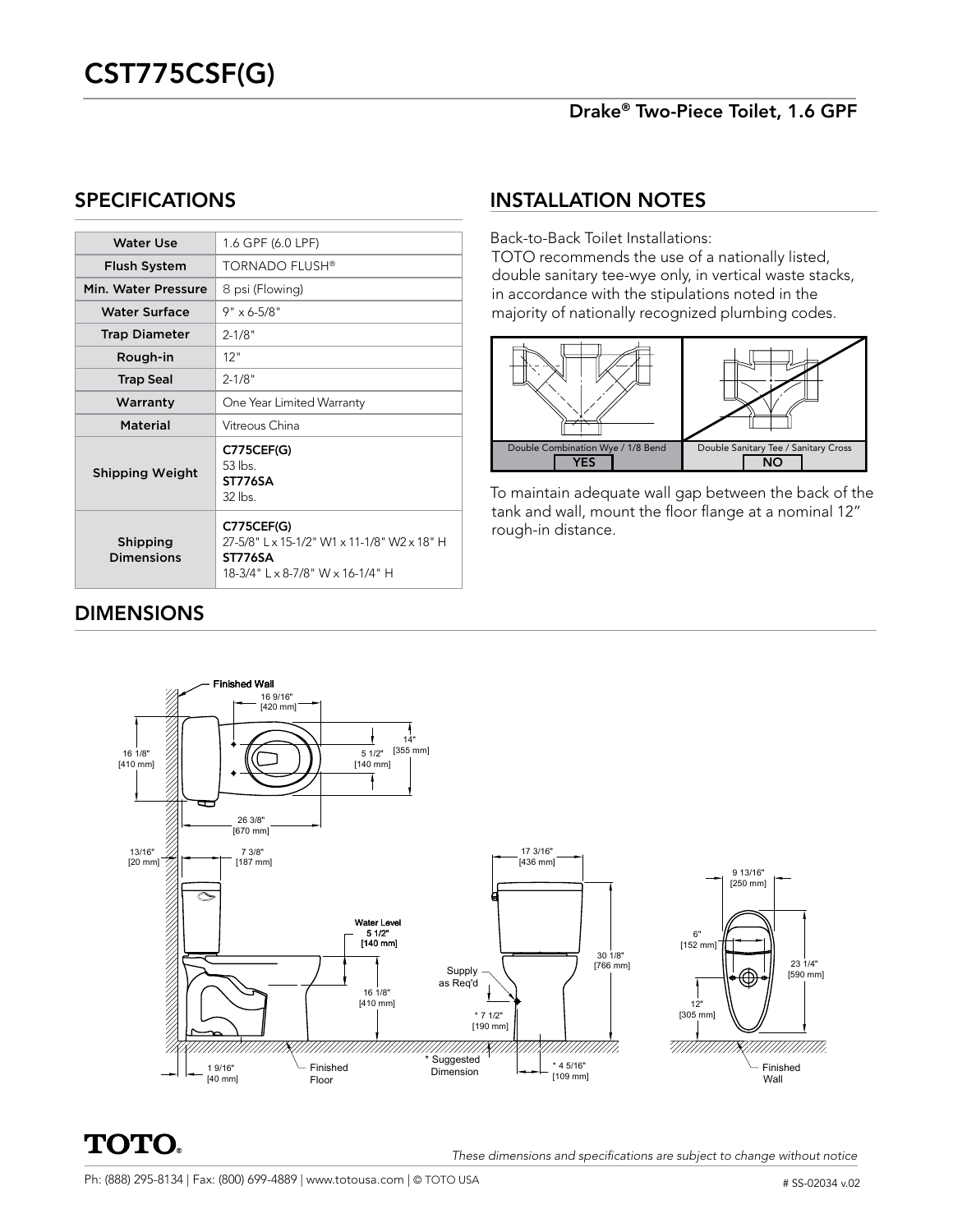# CST775CSF(G)

## Drake® Two-Piece Toilet, 1.6 GPF

## SPECIFICATIONS

| | |
|---|---|
| **Water Use** | 1.6 GPF (6.0 LPF) |
| **Flush System** | TORNADO FLUSH® |
| **Min. Water Pressure** | 8 psi (Flowing) |
| **Water Surface** | 9" x 6-5/8" |
| **Trap Diameter** | 2-1/8" |
| **Rough-in** | 12" |
| **Trap Seal** | 2-1/8" |
| **Warranty** | One Year Limited Warranty |
| **Material** | Vitreous China |
| **Shipping Weight** | **C775CEF(G)** 53 lbs. **ST776SA** 32 lbs. |
| **Shipping Dimensions** | **C775CEF(G)** 27-5/8" L x 15-1/2" W1 x 11-1/8" W2 x 18" H **ST776SA** 18-3/4" L x 8-7/8" W x 16-1/4" H |

## INSTALLATION NOTES

Back-to-Back Toilet Installations:
TOTO recommends the use of a nationally listed, double sanitary tee-wye only, in vertical waste stacks, in accordance with the stipulations noted in the majority of nationally recognized plumbing codes.

Double Combination Wye / 1/8 Bend
YES

Double Sanitary Tee / Sanitary Cross
NO

To maintain adequate wall gap between the back of the tank and wall, mount the floor flange at a nominal 12" rough-in distance.

## DIMENSIONS

Finished Wall
16 9/16" [420 mm]
14" [355 mm]
16 1/8" [410 mm]
5 1/2" [140 mm]
26 3/8" [670 mm]
13/16" [20 mm]
7 3/8" [187 mm]
Water Level 5 1/2" [140 mm]
16 1/8" [410 mm]
1 9/16" [40 mm]
Finished Floor
17 3/16" [436 mm]
30 1/8" [766 mm]
Supply as Req'd
* 7 1/2" [190 mm]
* Suggested Dimension
* 4 5/16" [109 mm]
9 13/16" [250 mm]
6" [152 mm]
23 1/4" [590 mm]
12" [305 mm]
Finished Wall

*These dimensions and specifications are subject to change without notice*

Ph: (888) 295-8134 | Fax: (800) 699-4889 | www.totousa.com | © TOTO USA

# SS-02034 v.02